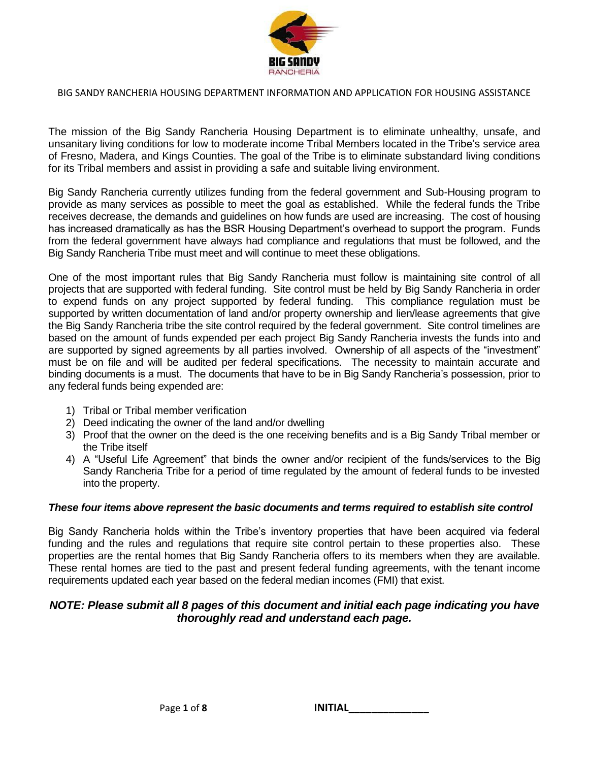BIG SANDY RANCHERIA

# BIG SANDY RANCHERIA HOUSING DEPARTMENT INFORMATION AND APPLICATION FOR HOUSING ASSISTANCE

The mission of the Big Sandy Rancheria Housing Department is to eliminate unhealthy, unsafe, and unsanitary living conditions for low to moderate income Tribal Members located in the Tribe's service area of Fresno, Madera, and Kings Counties. The goal of the Tribe is to eliminate substandard living conditions for its Tribal members and assist in providing a safe and suitable living environment.

Big Sandy Rancheria currently utilizes funding from the federal government and Sub-Housing program to provide as many services as possible to meet the goal as established. While the federal funds the Tribe receives decrease, the demands and guidelines on how funds are used are increasing. The cost of housing has increased dramatically as has the BSR Housing Department's overhead to support the program. Funds from the federal government have always had compliance and regulations that must be followed, and the Big Sandy Rancheria Tribe must meet and will continue to meet these obligations.

One of the most important rules that Big Sandy Rancheria must follow is maintaining site control of all projects that are supported with federal funding. Site control must be held by Big Sandy Rancheria in order to expend funds on any project supported by federal funding. This compliance regulation must be supported by written documentation of land and/or property ownership and lien/lease agreements that give the Big Sandy Rancheria tribe the site control required by the federal government. Site control timelines are based on the amount of funds expended per each project Big Sandy Rancheria invests the funds into and are supported by signed agreements by all parties involved. Ownership of all aspects of the "investment" must be on file and will be audited per federal specifications. The necessity to maintain accurate and binding documents is a must. The documents that have to be in Big Sandy Rancheria's possession, prior to any federal funds being expended are:

1) Tribal or Tribal member verification
2) Deed indicating the owner of the land and/or dwelling
3) Proof that the owner on the deed is the one receiving benefits and is a Big Sandy Tribal member or the Tribe itself
4) A "Useful Life Agreement" that binds the owner and/or recipient of the funds/services to the Big Sandy Rancheria Tribe for a period of time regulated by the amount of federal funds to be invested into the property.

***These four items above represent the basic documents and terms required to establish site control***

Big Sandy Rancheria holds within the Tribe's inventory properties that have been acquired via federal funding and the rules and regulations that require site control pertain to these properties also. These properties are the rental homes that Big Sandy Rancheria offers to its members when they are available. These rental homes are tied to the past and present federal funding agreements, with the tenant income requirements updated each year based on the federal median incomes (FMI) that exist.

***NOTE: Please submit all 8 pages of this document and initial each page indicating you have thoroughly read and understand each page.***

**INITIAL**______________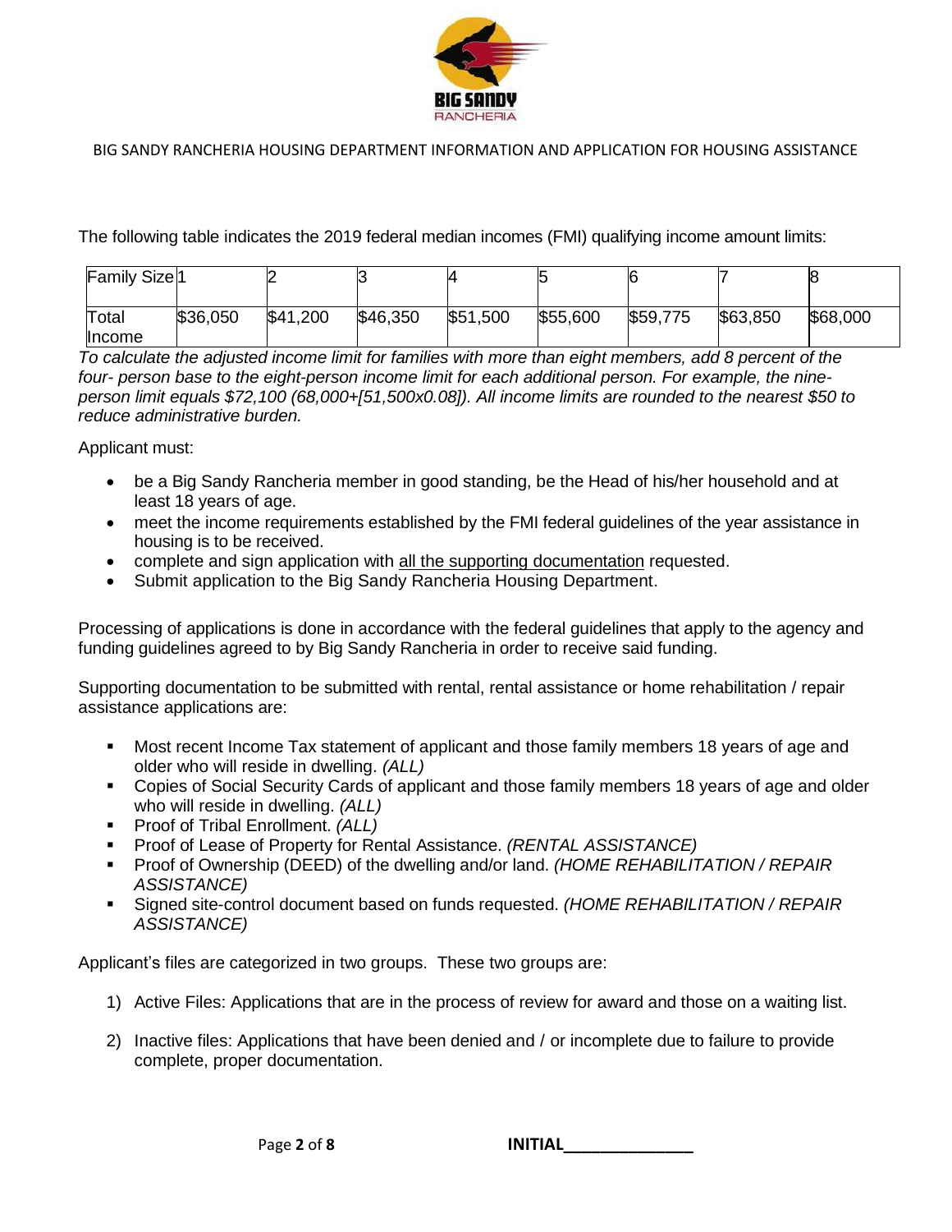The following table indicates the 2019 federal median incomes (FMI) qualifying income amount limits:

| Family Size | 1 | 2 | 3 | 4 | 5 | 6 | 7 | 8 |
|---|---|---|---|---|---|---|---|---|
| Total Income | $36,050 | $41,200 | $46,350 | $51,500 | $55,600 | $59,775 | $63,850 | $68,000 |

*To calculate the adjusted income limit for families with more than eight members, add 8 percent of the four- person base to the eight-person income limit for each additional person. For example, the nine-person limit equals $72,100 (68,000+[51,500x0.08]). All income limits are rounded to the nearest $50 to reduce administrative burden.*

Applicant must:

- be a Big Sandy Rancheria member in good standing, be the Head of his/her household and at least 18 years of age.
- meet the income requirements established by the FMI federal guidelines of the year assistance in housing is to be received.
- complete and sign application with <u>all the supporting documentation</u> requested.
- Submit application to the Big Sandy Rancheria Housing Department.

Processing of applications is done in accordance with the federal guidelines that apply to the agency and funding guidelines agreed to by Big Sandy Rancheria in order to receive said funding.

Supporting documentation to be submitted with rental, rental assistance or home rehabilitation / repair assistance applications are:

- Most recent Income Tax statement of applicant and those family members 18 years of age and older who will reside in dwelling. *(ALL)*
- Copies of Social Security Cards of applicant and those family members 18 years of age and older who will reside in dwelling. *(ALL)*
- Proof of Tribal Enrollment. *(ALL)*
- Proof of Lease of Property for Rental Assistance. *(RENTAL ASSISTANCE)*
- Proof of Ownership (DEED) of the dwelling and/or land. *(HOME REHABILITATION / REPAIR ASSISTANCE)*
- Signed site-control document based on funds requested. *(HOME REHABILITATION / REPAIR ASSISTANCE)*

Applicant's files are categorized in two groups. These two groups are:

1) Active Files: Applications that are in the process of review for award and those on a waiting list.
2) Inactive files: Applications that have been denied and / or incomplete due to failure to provide complete, proper documentation.

**INITIAL**_______________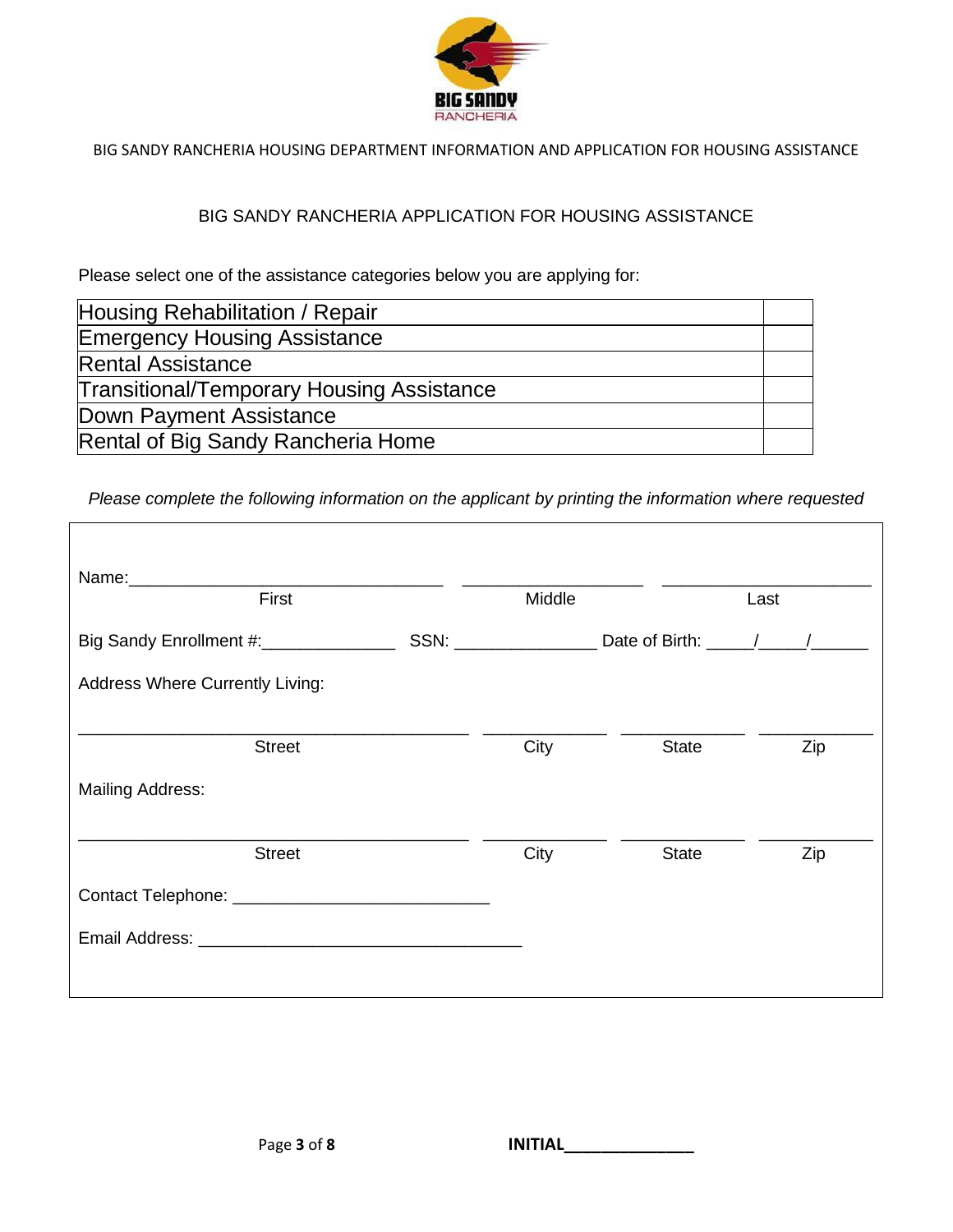BIG SANDY RANCHERIA HOUSING DEPARTMENT INFORMATION AND APPLICATION FOR HOUSING ASSISTANCE

## BIG SANDY RANCHERIA APPLICATION FOR HOUSING ASSISTANCE

Please select one of the assistance categories below you are applying for:

| | |
|---|---|
| Housing Rehabilitation / Repair | |
| Emergency Housing Assistance | |
| Rental Assistance | |
| Transitional/Temporary Housing Assistance | |
| Down Payment Assistance | |
| Rental of Big Sandy Rancheria Home | |

*Please complete the following information on the applicant by printing the information where requested*

Name:________________________________ ___________________ ______________________
First Middle Last

Big Sandy Enrollment #:______________ SSN: _______________ Date of Birth: _____/_____/______

Address Where Currently Living:

___________________________________________ _____________ _____________ ____________
Street City State Zip

Mailing Address:

___________________________________________ _____________ _____________ ____________
Street City State Zip

Contact Telephone: ____________________________

Email Address: ___________________________________

INITIAL______________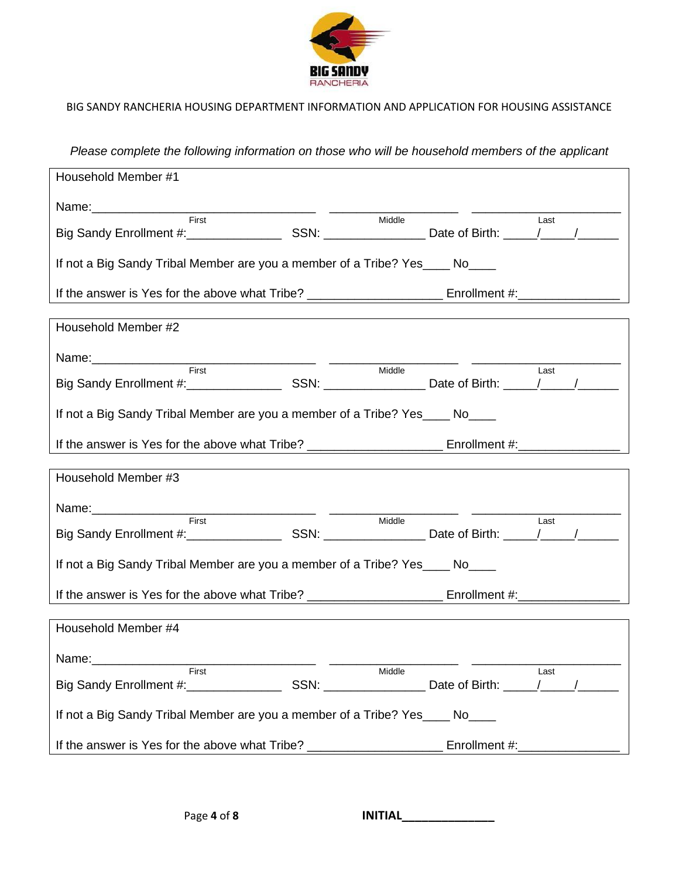BIG SANDY RANCHERIA HOUSING DEPARTMENT INFORMATION AND APPLICATION FOR HOUSING ASSISTANCE

*Please complete the following information on those who will be household members of the applicant*

Household Member #1

Name:_________________________________ ___________________ ______________________
First Middle Last

Big Sandy Enrollment #:______________ SSN: _______________ Date of Birth: _____/_____/______

If not a Big Sandy Tribal Member are you a member of a Tribe? Yes____ No____

If the answer is Yes for the above what Tribe? ____________________ Enrollment #:_______________

Household Member #2

Name:_________________________________ ___________________ ______________________
First Middle Last

Big Sandy Enrollment #:______________ SSN: _______________ Date of Birth: _____/_____/______

If not a Big Sandy Tribal Member are you a member of a Tribe? Yes____ No____

If the answer is Yes for the above what Tribe? ____________________ Enrollment #:_______________

Household Member #3

Name:_________________________________ ___________________ ______________________
First Middle Last

Big Sandy Enrollment #:______________ SSN: _______________ Date of Birth: _____/_____/______

If not a Big Sandy Tribal Member are you a member of a Tribe? Yes____ No____

If the answer is Yes for the above what Tribe? ____________________ Enrollment #:_______________

Household Member #4

Name:_________________________________ ___________________ ______________________
First Middle Last

Big Sandy Enrollment #:______________ SSN: _______________ Date of Birth: _____/_____/______

If not a Big Sandy Tribal Member are you a member of a Tribe? Yes____ No____

If the answer is Yes for the above what Tribe? ____________________ Enrollment #:_______________

**INITIAL**______________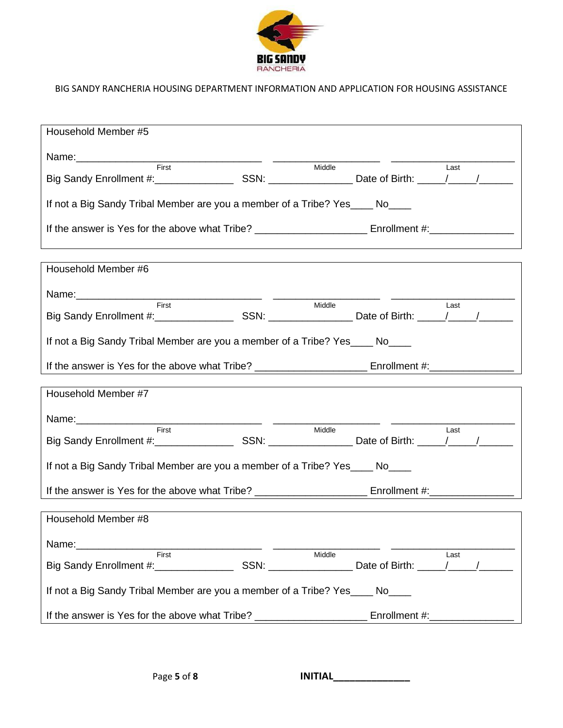BIG SANDY RANCHERIA HOUSING DEPARTMENT INFORMATION AND APPLICATION FOR HOUSING ASSISTANCE

Household Member #5

Name:___________________________________ ____________________ _______________________
First Middle Last

Big Sandy Enrollment #:______________ SSN: _______________ Date of Birth: _____/_____/______

If not a Big Sandy Tribal Member are you a member of a Tribe? Yes____ No____

If the answer is Yes for the above what Tribe? ____________________ Enrollment #:_______________

Household Member #6

Name:___________________________________ ____________________ _______________________
First Middle Last

Big Sandy Enrollment #:______________ SSN: _______________ Date of Birth: _____/_____/______

If not a Big Sandy Tribal Member are you a member of a Tribe? Yes____ No____

If the answer is Yes for the above what Tribe? ____________________ Enrollment #:_______________

Household Member #7

Name:___________________________________ ____________________ _______________________
First Middle Last

Big Sandy Enrollment #:______________ SSN: _______________ Date of Birth: _____/_____/______

If not a Big Sandy Tribal Member are you a member of a Tribe? Yes____ No____

If the answer is Yes for the above what Tribe? ____________________ Enrollment #:_______________

Household Member #8

Name:___________________________________ ____________________ _______________________
First Middle Last

Big Sandy Enrollment #:______________ SSN: _______________ Date of Birth: _____/_____/______

If not a Big Sandy Tribal Member are you a member of a Tribe? Yes____ No____

If the answer is Yes for the above what Tribe? ____________________ Enrollment #:_______________

**INITIAL**______________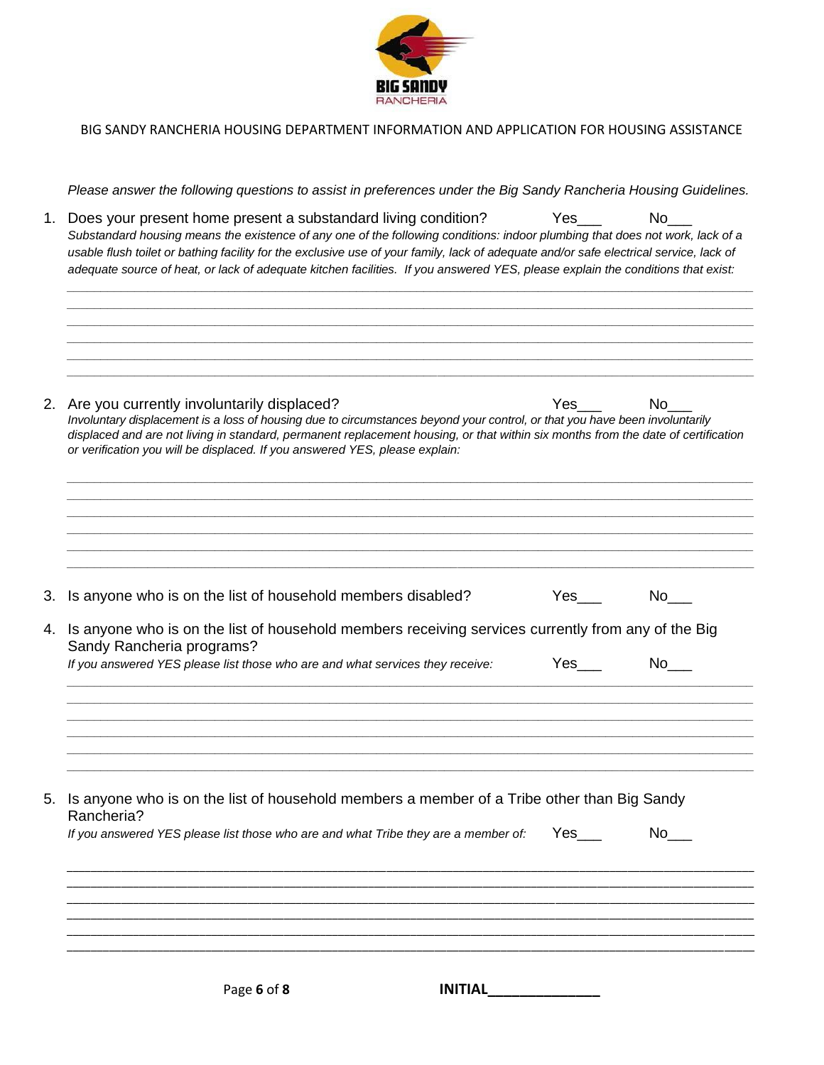BIG SANDY RANCHERIA HOUSING DEPARTMENT INFORMATION AND APPLICATION FOR HOUSING ASSISTANCE

*Please answer the following questions to assist in preferences under the Big Sandy Rancheria Housing Guidelines.*

1. Does your present home present a substandard living condition? Yes___ No___
   *Substandard housing means the existence of any one of the following conditions: indoor plumbing that does not work, lack of a usable flush toilet or bathing facility for the exclusive use of your family, lack of adequate and/or safe electrical service, lack of adequate source of heat, or lack of adequate kitchen facilities. If you answered YES, please explain the conditions that exist:*

   ______________________________________________________________________________
   ______________________________________________________________________________
   ______________________________________________________________________________
   ______________________________________________________________________________
   ______________________________________________________________________________
   ______________________________________________________________________________

2. Are you currently involuntarily displaced? Yes___ No___
   *Involuntary displacement is a loss of housing due to circumstances beyond your control, or that you have been involuntarily displaced and are not living in standard, permanent replacement housing, or that within six months from the date of certification or verification you will be displaced. If you answered YES, please explain:*

   ______________________________________________________________________________
   ______________________________________________________________________________
   ______________________________________________________________________________
   ______________________________________________________________________________
   ______________________________________________________________________________
   ______________________________________________________________________________

3. Is anyone who is on the list of household members disabled? Yes___ No___

4. Is anyone who is on the list of household members receiving services currently from any of the Big Sandy Rancheria programs?
   *If you answered YES please list those who are and what services they receive:* Yes___ No___

   ______________________________________________________________________________
   ______________________________________________________________________________
   ______________________________________________________________________________
   ______________________________________________________________________________
   ______________________________________________________________________________
   ______________________________________________________________________________

5. Is anyone who is on the list of household members a member of a Tribe other than Big Sandy Rancheria?
   *If you answered YES please list those who are and what Tribe they are a member of:* Yes___ No___

   ______________________________________________________________________________
   ______________________________________________________________________________
   ______________________________________________________________________________
   ______________________________________________________________________________
   ______________________________________________________________________________
   ______________________________________________________________________________

**INITIAL**______________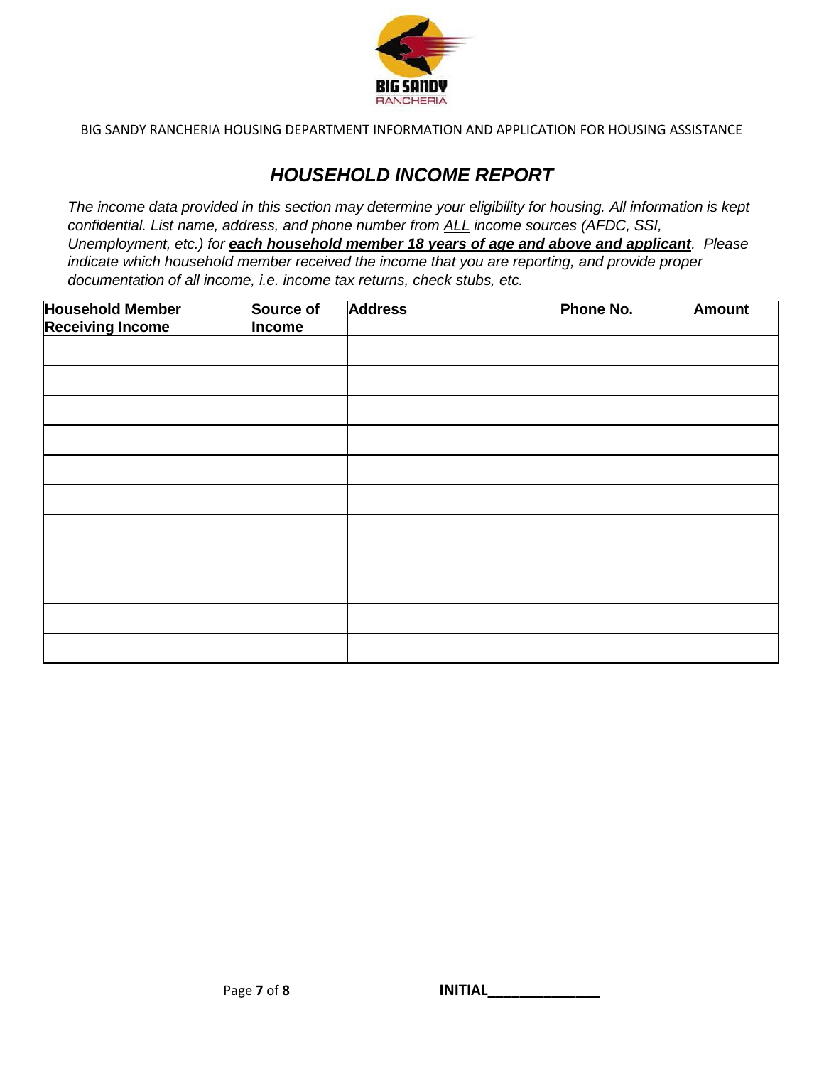BIG SANDY RANCHERIA HOUSING DEPARTMENT INFORMATION AND APPLICATION FOR HOUSING ASSISTANCE

## *HOUSEHOLD INCOME REPORT*

*The income data provided in this section may determine your eligibility for housing. All information is kept confidential. List name, address, and phone number from ALL income sources (AFDC, SSI, Unemployment, etc.) for **each household member 18 years of age and above and applicant**. Please indicate which household member received the income that you are reporting, and provide proper documentation of all income, i.e. income tax returns, check stubs, etc.*

| Household Member Receiving Income | Source of Income | Address | Phone No. | Amount |
|---|---|---|---|---|
| | | | | |
| | | | | |
| | | | | |
| | | | | |
| | | | | |
| | | | | |
| | | | | |
| | | | | |
| | | | | |
| | | | | |
| | | | | |

**INITIAL**_______________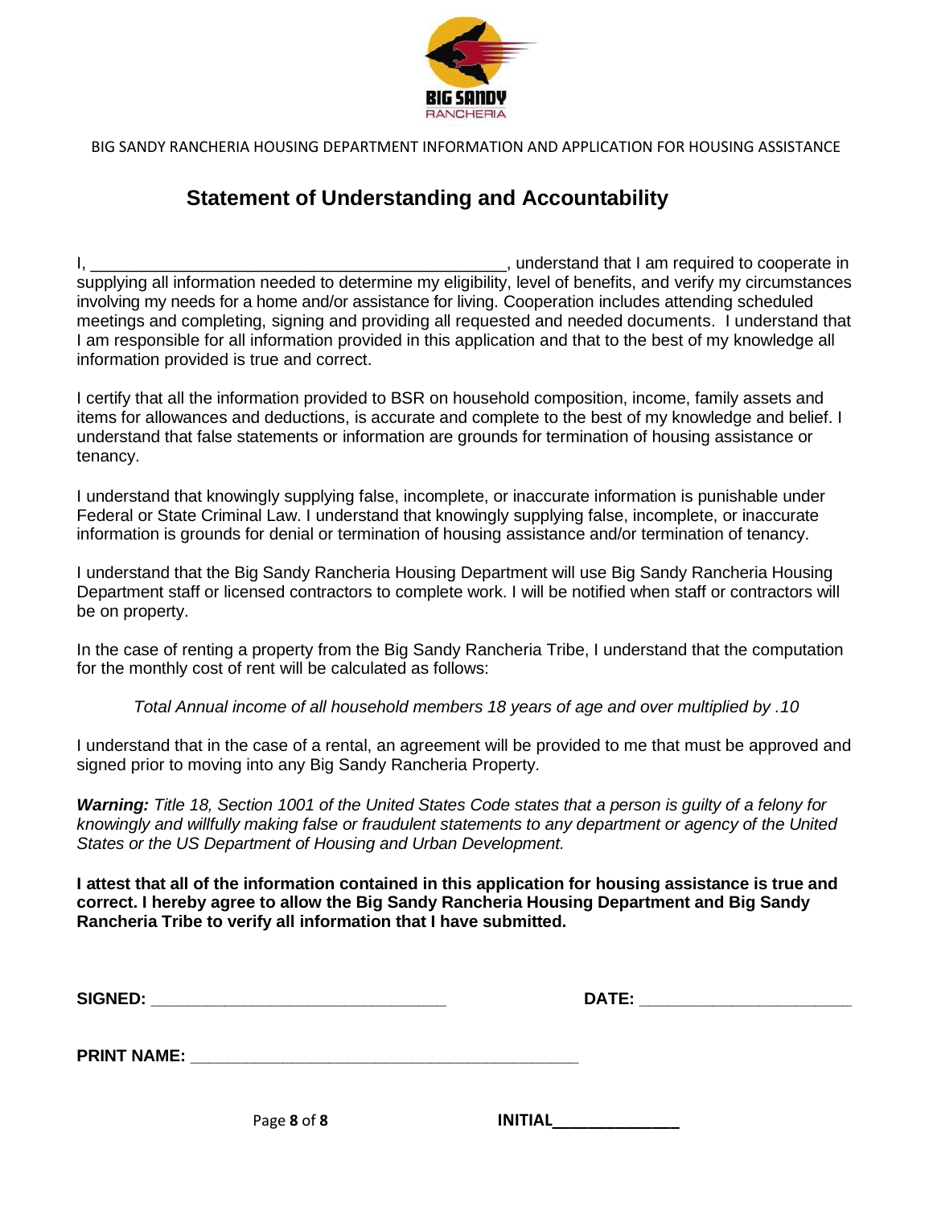BIG SANDY RANCHERIA HOUSING DEPARTMENT INFORMATION AND APPLICATION FOR HOUSING ASSISTANCE

## Statement of Understanding and Accountability

I, _______________________________________________, understand that I am required to cooperate in supplying all information needed to determine my eligibility, level of benefits, and verify my circumstances involving my needs for a home and/or assistance for living. Cooperation includes attending scheduled meetings and completing, signing and providing all requested and needed documents. I understand that I am responsible for all information provided in this application and that to the best of my knowledge all information provided is true and correct.

I certify that all the information provided to BSR on household composition, income, family assets and items for allowances and deductions, is accurate and complete to the best of my knowledge and belief. I understand that false statements or information are grounds for termination of housing assistance or tenancy.

I understand that knowingly supplying false, incomplete, or inaccurate information is punishable under Federal or State Criminal Law. I understand that knowingly supplying false, incomplete, or inaccurate information is grounds for denial or termination of housing assistance and/or termination of tenancy.

I understand that the Big Sandy Rancheria Housing Department will use Big Sandy Rancheria Housing Department staff or licensed contractors to complete work. I will be notified when staff or contractors will be on property.

In the case of renting a property from the Big Sandy Rancheria Tribe, I understand that the computation for the monthly cost of rent will be calculated as follows:

*Total Annual income of all household members 18 years of age and over multiplied by .10*

I understand that in the case of a rental, an agreement will be provided to me that must be approved and signed prior to moving into any Big Sandy Rancheria Property.

***Warning:*** *Title 18, Section 1001 of the United States Code states that a person is guilty of a felony for knowingly and willfully making false or fraudulent statements to any department or agency of the United States or the US Department of Housing and Urban Development.*

**I attest that all of the information contained in this application for housing assistance is true and correct. I hereby agree to allow the Big Sandy Rancheria Housing Department and Big Sandy Rancheria Tribe to verify all information that I have submitted.**

**SIGNED:** _________________________________ **DATE:** ________________________

**PRINT NAME:** ____________________________________________

**INITIAL**______________